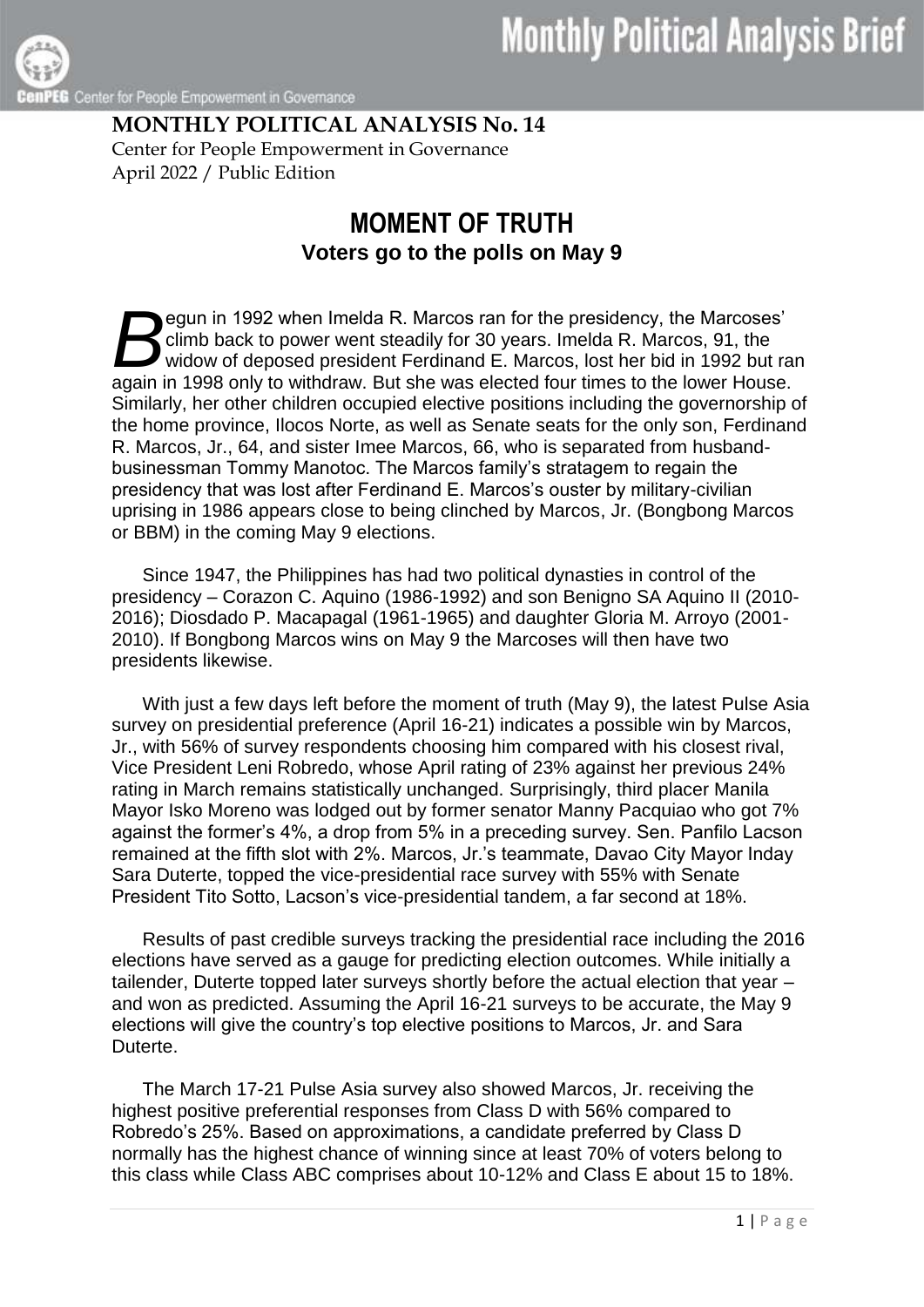**MONTHLY POLITICAL ANALYSIS No. 14**
Center for People Empowerment in Governance
April 2022 / Public Edition

# MOMENT OF TRUTH

## Voters go to the polls on May 9

Begun in 1992 when Imelda R. Marcos ran for the presidency, the Marcoses' climb back to power went steadily for 30 years. Imelda R. Marcos, 91, the widow of deposed president Ferdinand E. Marcos, lost her bid in 1992 but ran again in 1998 only to withdraw. But she was elected four times to the lower House. Similarly, her other children occupied elective positions including the governorship of the home province, Ilocos Norte, as well as Senate seats for the only son, Ferdinand R. Marcos, Jr., 64, and sister Imee Marcos, 66, who is separated from husband-businessman Tommy Manotoc. The Marcos family's stratagem to regain the presidency that was lost after Ferdinand E. Marcos's ouster by military-civilian uprising in 1986 appears close to being clinched by Marcos, Jr. (Bongbong Marcos or BBM) in the coming May 9 elections.

Since 1947, the Philippines has had two political dynasties in control of the presidency – Corazon C. Aquino (1986-1992) and son Benigno SA Aquino II (2010-2016); Diosdado P. Macapagal (1961-1965) and daughter Gloria M. Arroyo (2001-2010). If Bongbong Marcos wins on May 9 the Marcoses will then have two presidents likewise.

With just a few days left before the moment of truth (May 9), the latest Pulse Asia survey on presidential preference (April 16-21) indicates a possible win by Marcos, Jr., with 56% of survey respondents choosing him compared with his closest rival, Vice President Leni Robredo, whose April rating of 23% against her previous 24% rating in March remains statistically unchanged. Surprisingly, third placer Manila Mayor Isko Moreno was lodged out by former senator Manny Pacquiao who got 7% against the former's 4%, a drop from 5% in a preceding survey. Sen. Panfilo Lacson remained at the fifth slot with 2%. Marcos, Jr.'s teammate, Davao City Mayor Inday Sara Duterte, topped the vice-presidential race survey with 55% with Senate President Tito Sotto, Lacson's vice-presidential tandem, a far second at 18%.

Results of past credible surveys tracking the presidential race including the 2016 elections have served as a gauge for predicting election outcomes. While initially a tailender, Duterte topped later surveys shortly before the actual election that year – and won as predicted. Assuming the April 16-21 surveys to be accurate, the May 9 elections will give the country's top elective positions to Marcos, Jr. and Sara Duterte.

The March 17-21 Pulse Asia survey also showed Marcos, Jr. receiving the highest positive preferential responses from Class D with 56% compared to Robredo's 25%. Based on approximations, a candidate preferred by Class D normally has the highest chance of winning since at least 70% of voters belong to this class while Class ABC comprises about 10-12% and Class E about 15 to 18%.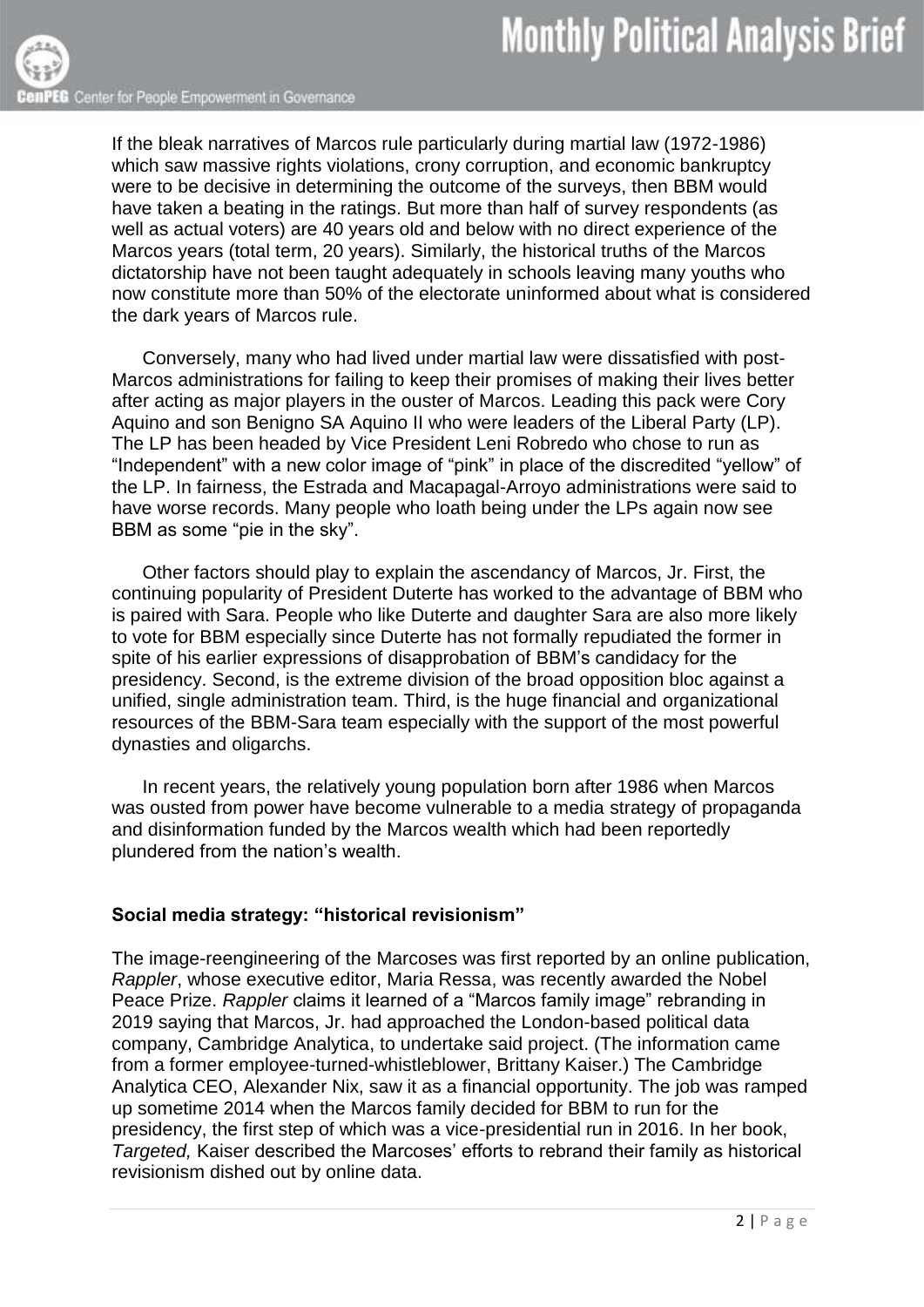If the bleak narratives of Marcos rule particularly during martial law (1972-1986) which saw massive rights violations, crony corruption, and economic bankruptcy were to be decisive in determining the outcome of the surveys, then BBM would have taken a beating in the ratings. But more than half of survey respondents (as well as actual voters) are 40 years old and below with no direct experience of the Marcos years (total term, 20 years). Similarly, the historical truths of the Marcos dictatorship have not been taught adequately in schools leaving many youths who now constitute more than 50% of the electorate uninformed about what is considered the dark years of Marcos rule.

Conversely, many who had lived under martial law were dissatisfied with post-Marcos administrations for failing to keep their promises of making their lives better after acting as major players in the ouster of Marcos. Leading this pack were Cory Aquino and son Benigno SA Aquino II who were leaders of the Liberal Party (LP). The LP has been headed by Vice President Leni Robredo who chose to run as "Independent" with a new color image of "pink" in place of the discredited "yellow" of the LP. In fairness, the Estrada and Macapagal-Arroyo administrations were said to have worse records. Many people who loath being under the LPs again now see BBM as some "pie in the sky".

Other factors should play to explain the ascendancy of Marcos, Jr. First, the continuing popularity of President Duterte has worked to the advantage of BBM who is paired with Sara. People who like Duterte and daughter Sara are also more likely to vote for BBM especially since Duterte has not formally repudiated the former in spite of his earlier expressions of disapprobation of BBM's candidacy for the presidency. Second, is the extreme division of the broad opposition bloc against a unified, single administration team. Third, is the huge financial and organizational resources of the BBM-Sara team especially with the support of the most powerful dynasties and oligarchs.

In recent years, the relatively young population born after 1986 when Marcos was ousted from power have become vulnerable to a media strategy of propaganda and disinformation funded by the Marcos wealth which had been reportedly plundered from the nation's wealth.

### Social media strategy: "historical revisionism"

The image-reengineering of the Marcoses was first reported by an online publication, *Rappler*, whose executive editor, Maria Ressa, was recently awarded the Nobel Peace Prize. *Rappler* claims it learned of a "Marcos family image" rebranding in 2019 saying that Marcos, Jr. had approached the London-based political data company, Cambridge Analytica, to undertake said project. (The information came from a former employee-turned-whistleblower, Brittany Kaiser.) The Cambridge Analytica CEO, Alexander Nix, saw it as a financial opportunity. The job was ramped up sometime 2014 when the Marcos family decided for BBM to run for the presidency, the first step of which was a vice-presidential run in 2016. In her book, *Targeted,* Kaiser described the Marcoses' efforts to rebrand their family as historical revisionism dished out by online data.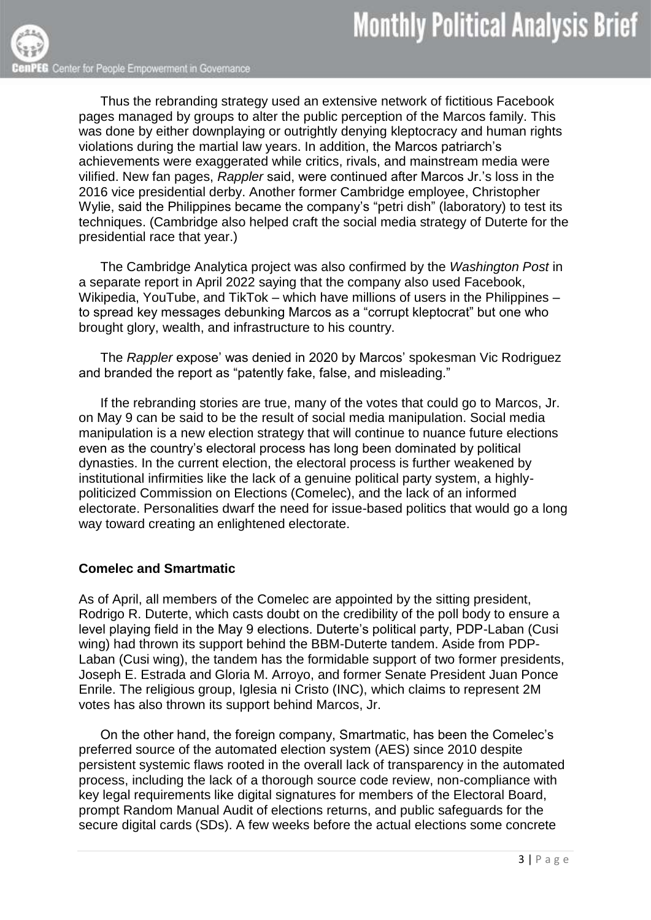Thus the rebranding strategy used an extensive network of fictitious Facebook pages managed by groups to alter the public perception of the Marcos family. This was done by either downplaying or outrightly denying kleptocracy and human rights violations during the martial law years. In addition, the Marcos patriarch's achievements were exaggerated while critics, rivals, and mainstream media were vilified. New fan pages, *Rappler* said, were continued after Marcos Jr.'s loss in the 2016 vice presidential derby. Another former Cambridge employee, Christopher Wylie, said the Philippines became the company's "petri dish" (laboratory) to test its techniques. (Cambridge also helped craft the social media strategy of Duterte for the presidential race that year.)

The Cambridge Analytica project was also confirmed by the *Washington Post* in a separate report in April 2022 saying that the company also used Facebook, Wikipedia, YouTube, and TikTok – which have millions of users in the Philippines – to spread key messages debunking Marcos as a "corrupt kleptocrat" but one who brought glory, wealth, and infrastructure to his country.

The *Rappler* expose' was denied in 2020 by Marcos' spokesman Vic Rodriguez and branded the report as "patently fake, false, and misleading."

If the rebranding stories are true, many of the votes that could go to Marcos, Jr. on May 9 can be said to be the result of social media manipulation. Social media manipulation is a new election strategy that will continue to nuance future elections even as the country's electoral process has long been dominated by political dynasties. In the current election, the electoral process is further weakened by institutional infirmities like the lack of a genuine political party system, a highly-politicized Commission on Elections (Comelec), and the lack of an informed electorate. Personalities dwarf the need for issue-based politics that would go a long way toward creating an enlightened electorate.

**Comelec and Smartmatic**

As of April, all members of the Comelec are appointed by the sitting president, Rodrigo R. Duterte, which casts doubt on the credibility of the poll body to ensure a level playing field in the May 9 elections. Duterte's political party, PDP-Laban (Cusi wing) had thrown its support behind the BBM-Duterte tandem. Aside from PDP-Laban (Cusi wing), the tandem has the formidable support of two former presidents, Joseph E. Estrada and Gloria M. Arroyo, and former Senate President Juan Ponce Enrile. The religious group, Iglesia ni Cristo (INC), which claims to represent 2M votes has also thrown its support behind Marcos, Jr.

On the other hand, the foreign company, Smartmatic, has been the Comelec's preferred source of the automated election system (AES) since 2010 despite persistent systemic flaws rooted in the overall lack of transparency in the automated process, including the lack of a thorough source code review, non-compliance with key legal requirements like digital signatures for members of the Electoral Board, prompt Random Manual Audit of elections returns, and public safeguards for the secure digital cards (SDs). A few weeks before the actual elections some concrete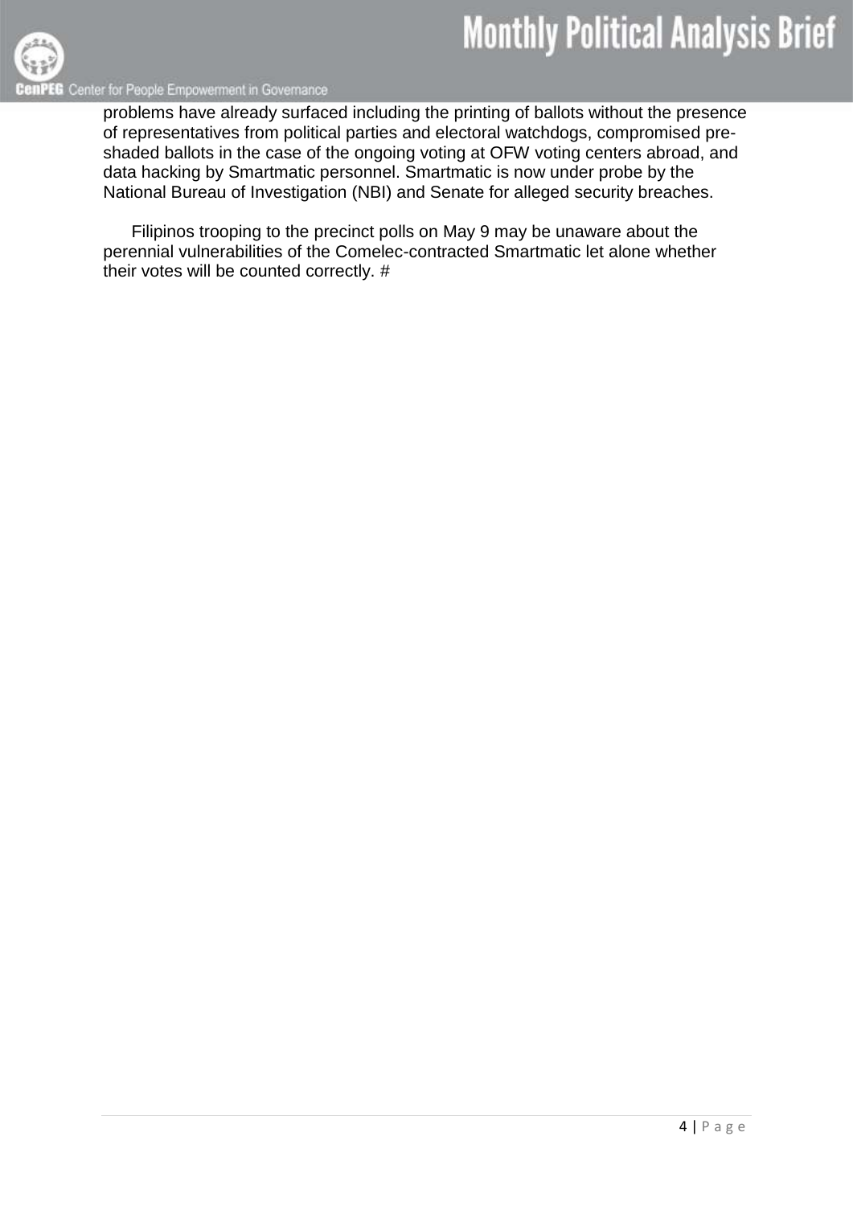problems have already surfaced including the printing of ballots without the presence of representatives from political parties and electoral watchdogs, compromised pre-shaded ballots in the case of the ongoing voting at OFW voting centers abroad, and data hacking by Smartmatic personnel. Smartmatic is now under probe by the National Bureau of Investigation (NBI) and Senate for alleged security breaches.

Filipinos trooping to the precinct polls on May 9 may be unaware about the perennial vulnerabilities of the Comelec-contracted Smartmatic let alone whether their votes will be counted correctly. #